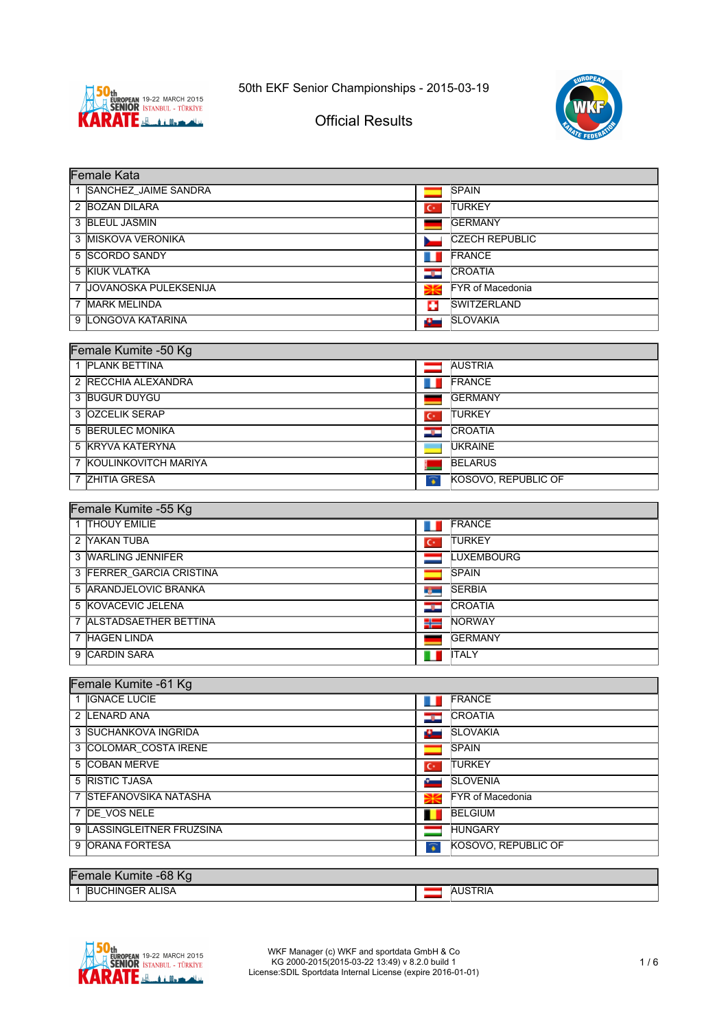50th EKF Senior Championships - 2015-03-19

Official Results

| Female Kata | | |
|---|---|---|
| 1 | SANCHEZ_JAIME SANDRA | SPAIN |
| 2 | BOZAN DILARA | TURKEY |
| 3 | BLEUL JASMIN | GERMANY |
| 3 | MISKOVA VERONIKA | CZECH REPUBLIC |
| 5 | SCORDO SANDY | FRANCE |
| 5 | KIUK VLATKA | CROATIA |
| 7 | JOVANOSKA PULEKSENIJA | FYR of Macedonia |
| 7 | MARK MELINDA | SWITZERLAND |
| 9 | LONGOVA KATARINA | SLOVAKIA |

| Female Kumite -50 Kg | | |
|---|---|---|
| 1 | PLANK BETTINA | AUSTRIA |
| 2 | RECCHIA ALEXANDRA | FRANCE |
| 3 | BUGUR DUYGU | GERMANY |
| 3 | OZCELIK SERAP | TURKEY |
| 5 | BERULEC MONIKA | CROATIA |
| 5 | KRYVA KATERYNA | UKRAINE |
| 7 | KOULINKOVITCH MARIYA | BELARUS |
| 7 | ZHITIA GRESA | KOSOVO, REPUBLIC OF |

| Female Kumite -55 Kg | | |
|---|---|---|
| 1 | THOUY EMILIE | FRANCE |
| 2 | YAKAN TUBA | TURKEY |
| 3 | WARLING JENNIFER | LUXEMBOURG |
| 3 | FERRER_GARCIA CRISTINA | SPAIN |
| 5 | ARANDJELOVIC BRANKA | SERBIA |
| 5 | KOVACEVIC JELENA | CROATIA |
| 7 | ALSTADSAETHER BETTINA | NORWAY |
| 7 | HAGEN LINDA | GERMANY |
| 9 | CARDIN SARA | ITALY |

| Female Kumite -61 Kg | | |
|---|---|---|
| 1 | IGNACE LUCIE | FRANCE |
| 2 | LENARD ANA | CROATIA |
| 3 | SUCHANKOVA INGRIDA | SLOVAKIA |
| 3 | COLOMAR_COSTA IRENE | SPAIN |
| 5 | COBAN MERVE | TURKEY |
| 5 | RISTIC TJASA | SLOVENIA |
| 7 | STEFANOVSIKA NATASHA | FYR of Macedonia |
| 7 | DE_VOS NELE | BELGIUM |
| 9 | LASSINGLEITNER FRUZSINA | HUNGARY |
| 9 | ORANA FORTESA | KOSOVO, REPUBLIC OF |

| Female Kumite -68 Kg | | |
|---|---|---|
| 1 | BUCHINGER ALISA | AUSTRIA |

WKF Manager (c) WKF and sportdata GmbH & Co
KG 2000-2015(2015-03-22 13:49) v 8.2.0 build 1
License:SDIL Sportdata Internal License (expire 2016-01-01)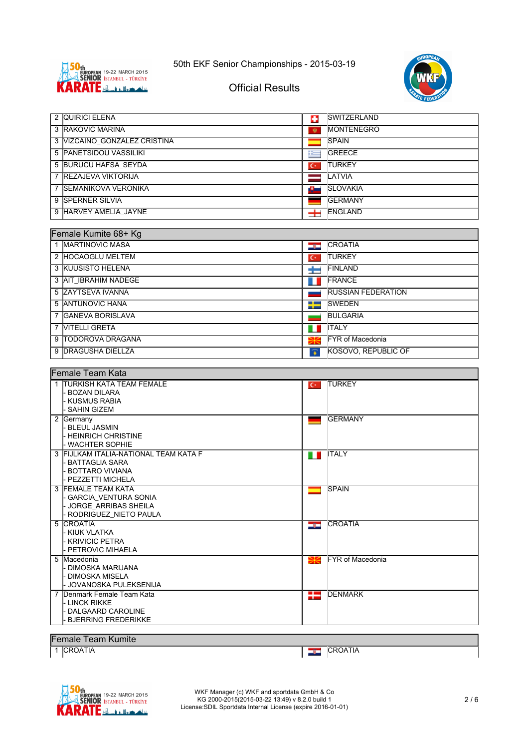| | | |
|---|---|---|
| 2 | QUIRICI ELENA | SWITZERLAND |
| 3 | RAKOVIC MARINA | MONTENEGRO |
| 3 | VIZCAINO_GONZALEZ CRISTINA | SPAIN |
| 5 | PANETSIDOU VASSILIKI | GREECE |
| 5 | BURUCU HAFSA_SEYDA | TURKEY |
| 7 | REZAJEVA VIKTORIJA | LATVIA |
| 7 | SEMANIKOVA VERONIKA | SLOVAKIA |
| 9 | SPERNER SILVIA | GERMANY |
| 9 | HARVEY AMELIA_JAYNE | ENGLAND |

## Female Kumite 68+ Kg

| | | |
|---|---|---|
| 1 | MARTINOVIC MASA | CROATIA |
| 2 | HOCAOGLU MELTEM | TURKEY |
| 3 | KUUSISTO HELENA | FINLAND |
| 3 | AIT_IBRAHIM NADEGE | FRANCE |
| 5 | ZAYTSEVA IVANNA | RUSSIAN FEDERATION |
| 5 | ANTUNOVIC HANA | SWEDEN |
| 7 | GANEVA BORISLAVA | BULGARIA |
| 7 | VITELLI GRETA | ITALY |
| 9 | TODOROVA DRAGANA | FYR of Macedonia |
| 9 | DRAGUSHA DIELLZA | KOSOVO, REPUBLIC OF |

## Female Team Kata

| | | |
|---|---|---|
| 1 | TURKISH KATA TEAM FEMALE<br>- BOZAN DILARA<br>- KUSMUS RABIA<br>- SAHIN GIZEM | TURKEY |
| 2 | Germany<br>- BLEUL JASMIN<br>- HEINRICH CHRISTINE<br>- WACHTER SOPHIE | GERMANY |
| 3 | FIJLKAM ITALIA-NATIONAL TEAM KATA F<br>- BATTAGLIA SARA<br>- BOTTARO VIVIANA<br>- PEZZETTI MICHELA | ITALY |
| 3 | FEMALE TEAM KATA<br>- GARCIA_VENTURA SONIA<br>- JORGE_ARRIBAS SHEILA<br>- RODRIGUEZ_NIETO PAULA | SPAIN |
| 5 | CROATIA<br>- KIUK VLATKA<br>- KRIVICIC PETRA<br>- PETROVIC MIHAELA | CROATIA |
| 5 | Macedonia<br>- DIMOSKA MARIJANA<br>- DIMOSKA MISELA<br>- JOVANOSKA PULEKSENIJA | FYR of Macedonia |
| 7 | Denmark Female Team Kata<br>- LINCK RIKKE<br>- DALGAARD CAROLINE<br>- BJERRING FREDERIKKE | DENMARK |

## Female Team Kumite

| | | |
|---|---|---|
| 1 | CROATIA | CROATIA |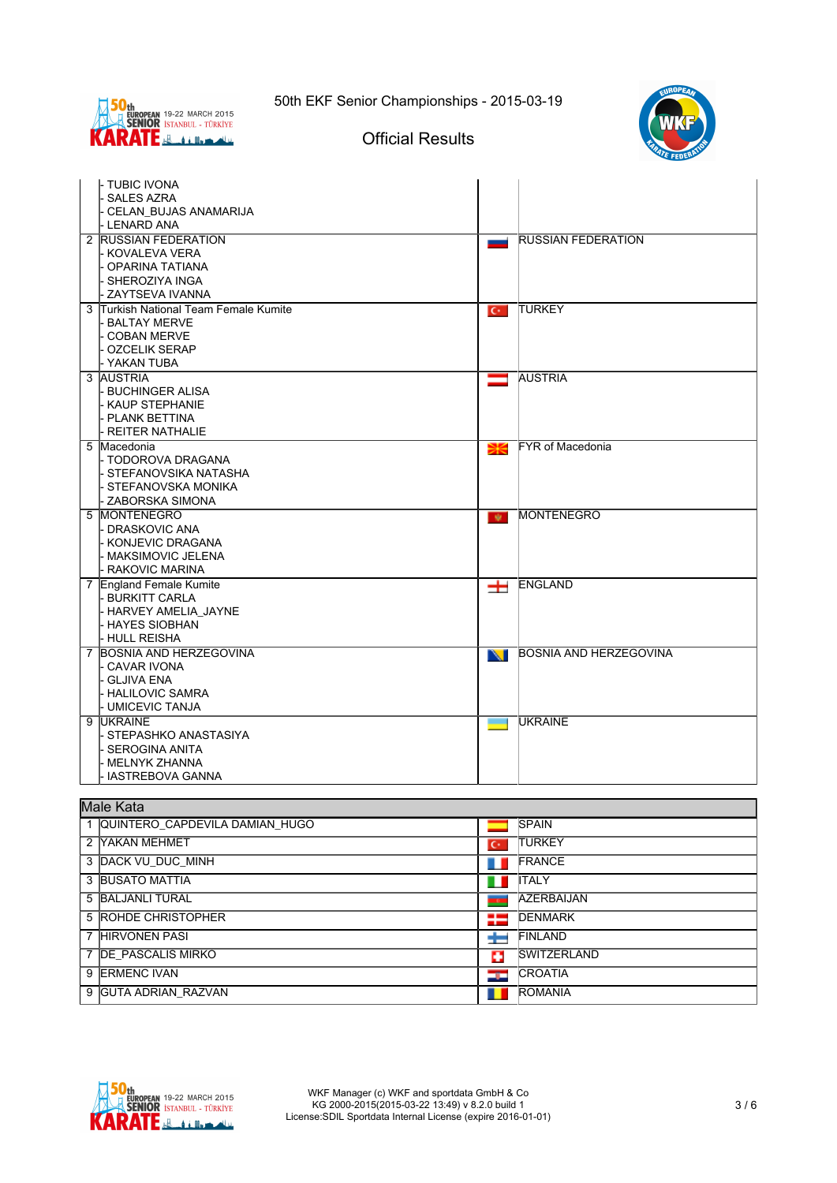| | | | |
|---|---|---|---|
| | - TUBIC IVONA<br>- SALES AZRA<br>- CELAN_BUJAS ANAMARIJA<br>- LENARD ANA | | |
| 2 | RUSSIAN FEDERATION<br>- KOVALEVA VERA<br>- OPARINA TATIANA<br>- SHEROZIYA INGA<br>- ZAYTSEVA IVANNA | | RUSSIAN FEDERATION |
| 3 | Turkish National Team Female Kumite<br>- BALTAY MERVE<br>- COBAN MERVE<br>- OZCELIK SERAP<br>- YAKAN TUBA | | TURKEY |
| 3 | AUSTRIA<br>- BUCHINGER ALISA<br>- KAUP STEPHANIE<br>- PLANK BETTINA<br>- REITER NATHALIE | | AUSTRIA |
| 5 | Macedonia<br>- TODOROVA DRAGANA<br>- STEFANOVSIKA NATASHA<br>- STEFANOVSKA MONIKA<br>- ZABORSKA SIMONA | | FYR of Macedonia |
| 5 | MONTENEGRO<br>- DRASKOVIC ANA<br>- KONJEVIC DRAGANA<br>- MAKSIMOVIC JELENA<br>- RAKOVIC MARINA | | MONTENEGRO |
| 7 | England Female Kumite<br>- BURKITT CARLA<br>- HARVEY AMELIA_JAYNE<br>- HAYES SIOBHAN<br>- HULL REISHA | | ENGLAND |
| 7 | BOSNIA AND HERZEGOVINA<br>- CAVAR IVONA<br>- GLJIVA ENA<br>- HALILOVIC SAMRA<br>- UMICEVIC TANJA | | BOSNIA AND HERZEGOVINA |
| 9 | UKRAINE<br>- STEPASHKO ANASTASIYA<br>- SEROGINA ANITA<br>- MELNYK ZHANNA<br>- IASTREBOVA GANNA | | UKRAINE |

## Male Kata

| | | | |
|---|---|---|---|
| 1 | QUINTERO_CAPDEVILA DAMIAN_HUGO | | SPAIN |
| 2 | YAKAN MEHMET | | TURKEY |
| 3 | DACK VU_DUC_MINH | | FRANCE |
| 3 | BUSATO MATTIA | | ITALY |
| 5 | BALJANLI TURAL | | AZERBAIJAN |
| 5 | ROHDE CHRISTOPHER | | DENMARK |
| 7 | HIRVONEN PASI | | FINLAND |
| 7 | DE_PASCALIS MIRKO | | SWITZERLAND |
| 9 | ERMENC IVAN | | CROATIA |
| 9 | GUTA ADRIAN_RAZVAN | | ROMANIA |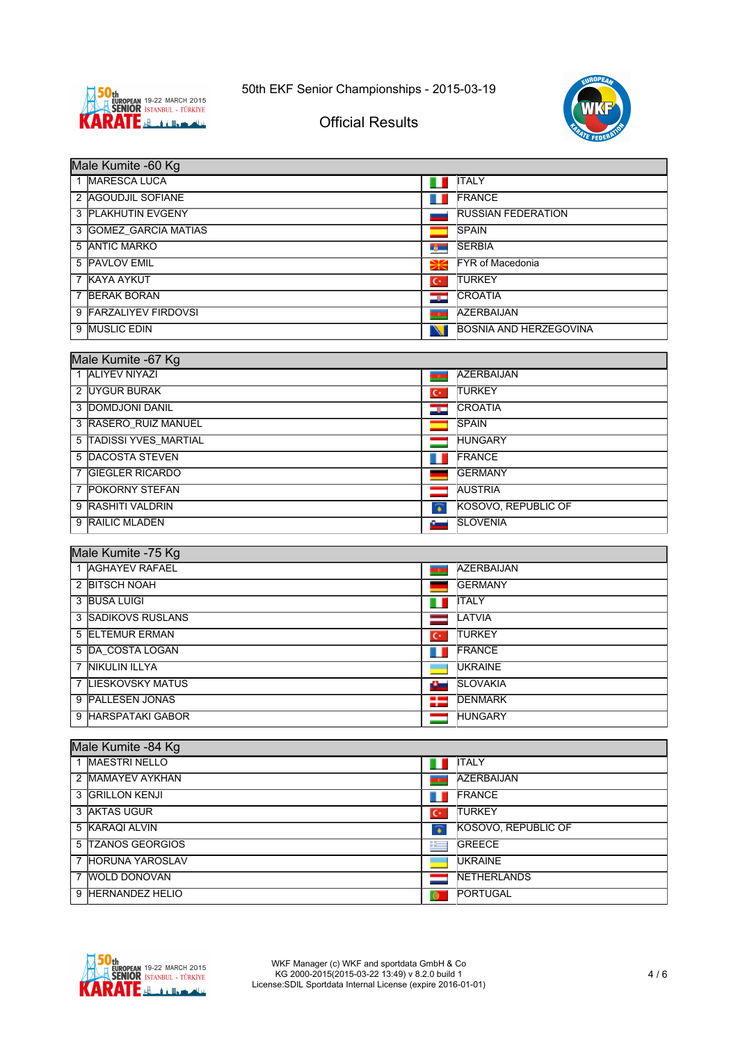50th EKF Senior Championships - 2015-03-19

Official Results

## Male Kumite -60 Kg

| | | |
|---|---|---|
| 1 | MARESCA LUCA | ITALY |
| 2 | AGOUDJIL SOFIANE | FRANCE |
| 3 | PLAKHUTIN EVGENY | RUSSIAN FEDERATION |
| 3 | GOMEZ_GARCIA MATIAS | SPAIN |
| 5 | ANTIC MARKO | SERBIA |
| 5 | PAVLOV EMIL | FYR of Macedonia |
| 7 | KAYA AYKUT | TURKEY |
| 7 | BERAK BORAN | CROATIA |
| 9 | FARZALIYEV FIRDOVSI | AZERBAIJAN |
| 9 | MUSLIC EDIN | BOSNIA AND HERZEGOVINA |

## Male Kumite -67 Kg

| | | |
|---|---|---|
| 1 | ALIYEV NIYAZI | AZERBAIJAN |
| 2 | UYGUR BURAK | TURKEY |
| 3 | DOMDJONI DANIL | CROATIA |
| 3 | RASERO_RUIZ MANUEL | SPAIN |
| 5 | TADISSI YVES_MARTIAL | HUNGARY |
| 5 | DACOSTA STEVEN | FRANCE |
| 7 | GIEGLER RICARDO | GERMANY |
| 7 | POKORNY STEFAN | AUSTRIA |
| 9 | RASHITI VALDRIN | KOSOVO, REPUBLIC OF |
| 9 | RAILIC MLADEN | SLOVENIA |

## Male Kumite -75 Kg

| | | |
|---|---|---|
| 1 | AGHAYEV RAFAEL | AZERBAIJAN |
| 2 | BITSCH NOAH | GERMANY |
| 3 | BUSA LUIGI | ITALY |
| 3 | SADIKOVS RUSLANS | LATVIA |
| 5 | ELTEMUR ERMAN | TURKEY |
| 5 | DA_COSTA LOGAN | FRANCE |
| 7 | NIKULIN ILLYA | UKRAINE |
| 7 | LIESKOVSKY MATUS | SLOVAKIA |
| 9 | PALLESEN JONAS | DENMARK |
| 9 | HARSPATAKI GABOR | HUNGARY |

## Male Kumite -84 Kg

| | | |
|---|---|---|
| 1 | MAESTRI NELLO | ITALY |
| 2 | MAMAYEV AYKHAN | AZERBAIJAN |
| 3 | GRILLON KENJI | FRANCE |
| 3 | AKTAS UGUR | TURKEY |
| 5 | KARAQI ALVIN | KOSOVO, REPUBLIC OF |
| 5 | TZANOS GEORGIOS | GREECE |
| 7 | HORUNA YAROSLAV | UKRAINE |
| 7 | WOLD DONOVAN | NETHERLANDS |
| 9 | HERNANDEZ HELIO | PORTUGAL |

WKF Manager (c) WKF and sportdata GmbH & Co
KG 2000-2015(2015-03-22 13:49) v 8.2.0 build 1
License:SDIL Sportdata Internal License (expire 2016-01-01)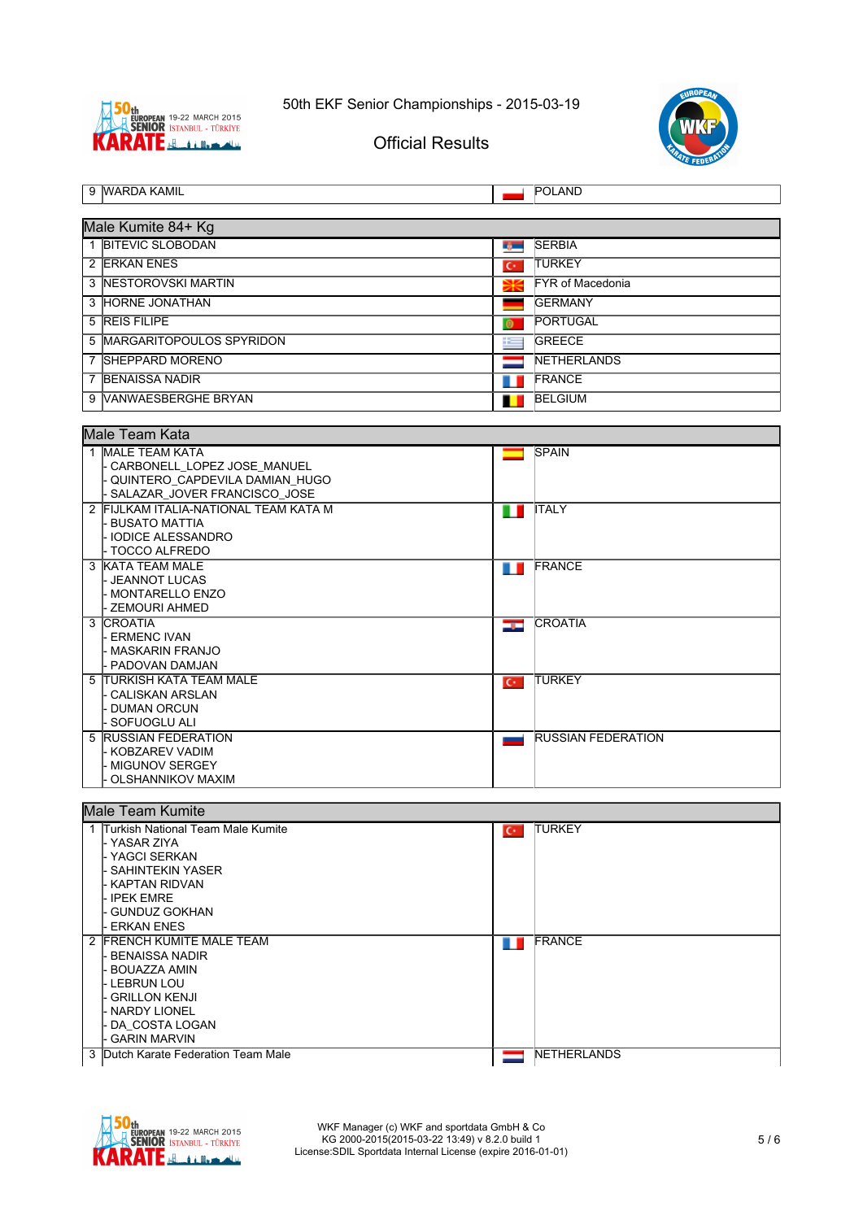| | | |
|---|---|---|
| 9 | WARDA KAMIL | POLAND |

## Male Kumite 84+ Kg

| | | |
|---|---|---|
| 1 | BITEVIC SLOBODAN | SERBIA |
| 2 | ERKAN ENES | TURKEY |
| 3 | NESTOROVSKI MARTIN | FYR of Macedonia |
| 3 | HORNE JONATHAN | GERMANY |
| 5 | REIS FILIPE | PORTUGAL |
| 5 | MARGARITOPOULOS SPYRIDON | GREECE |
| 7 | SHEPPARD MORENO | NETHERLANDS |
| 7 | BENAISSA NADIR | FRANCE |
| 9 | VANWAESBERGHE BRYAN | BELGIUM |

## Male Team Kata

| | | |
|---|---|---|
| 1 | MALE TEAM KATA<br>- CARBONELL_LOPEZ JOSE_MANUEL<br>- QUINTERO_CAPDEVILA DAMIAN_HUGO<br>- SALAZAR_JOVER FRANCISCO_JOSE | SPAIN |
| 2 | FIJLKAM ITALIA-NATIONAL TEAM KATA M<br>- BUSATO MATTIA<br>- IODICE ALESSANDRO<br>- TOCCO ALFREDO | ITALY |
| 3 | KATA TEAM MALE<br>- JEANNOT LUCAS<br>- MONTARELLO ENZO<br>- ZEMOURI AHMED | FRANCE |
| 3 | CROATIA<br>- ERMENC IVAN<br>- MASKARIN FRANJO<br>- PADOVAN DAMJAN | CROATIA |
| 5 | TURKISH KATA TEAM MALE<br>- CALISKAN ARSLAN<br>- DUMAN ORCUN<br>- SOFUOGLU ALI | TURKEY |
| 5 | RUSSIAN FEDERATION<br>- KOBZAREV VADIM<br>- MIGUNOV SERGEY<br>- OLSHANNIKOV MAXIM | RUSSIAN FEDERATION |

## Male Team Kumite

| | | |
|---|---|---|
| 1 | Turkish National Team Male Kumite<br>- YASAR ZIYA<br>- YAGCI SERKAN<br>- SAHINTEKIN YASER<br>- KAPTAN RIDVAN<br>- IPEK EMRE<br>- GUNDUZ GOKHAN<br>- ERKAN ENES | TURKEY |
| 2 | FRENCH KUMITE MALE TEAM<br>- BENAISSA NADIR<br>- BOUAZZA AMIN<br>- LEBRUN LOU<br>- GRILLON KENJI<br>- NARDY LIONEL<br>- DA_COSTA LOGAN<br>- GARIN MARVIN | FRANCE |
| 3 | Dutch Karate Federation Team Male | NETHERLANDS |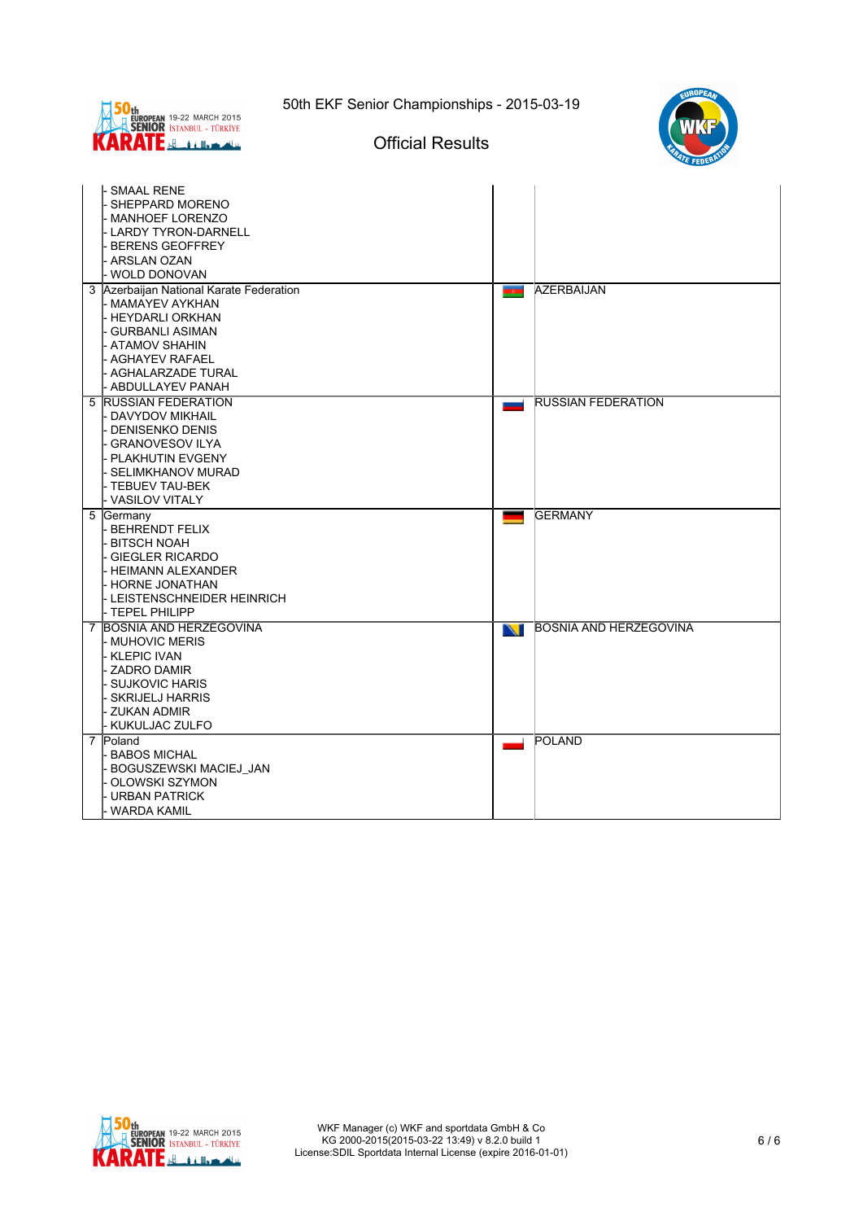| | | | |
|---|---|---|---|
| | - SMAAL RENE<br>- SHEPPARD MORENO<br>- MANHOEF LORENZO<br>- LARDY TYRON-DARNELL<br>- BERENS GEOFFREY<br>- ARSLAN OZAN<br>- WOLD DONOVAN | | |
| 3 | Azerbaijan National Karate Federation<br>- MAMAYEV AYKHAN<br>- HEYDARLI ORKHAN<br>- GURBANLI ASIMAN<br>- ATAMOV SHAHIN<br>- AGHAYEV RAFAEL<br>- AGHALARZADE TURAL<br>- ABDULLAYEV PANAH | | AZERBAIJAN |
| 5 | RUSSIAN FEDERATION<br>- DAVYDOV MIKHAIL<br>- DENISENKO DENIS<br>- GRANOVESOV ILYA<br>- PLAKHUTIN EVGENY<br>- SELIMKHANOV MURAD<br>- TEBUEV TAU-BEK<br>- VASILOV VITALY | | RUSSIAN FEDERATION |
| 5 | Germany<br>- BEHRENDT FELIX<br>- BITSCH NOAH<br>- GIEGLER RICARDO<br>- HEIMANN ALEXANDER<br>- HORNE JONATHAN<br>- LEISTENSCHNEIDER HEINRICH<br>- TEPEL PHILIPP | | GERMANY |
| 7 | BOSNIA AND HERZEGOVINA<br>- MUHOVIC MERIS<br>- KLEPIC IVAN<br>- ZADRO DAMIR<br>- SUJKOVIC HARIS<br>- SKRIJELJ HARRIS<br>- ZUKAN ADMIR<br>- KUKULJAC ZULFO | | BOSNIA AND HERZEGOVINA |
| 7 | Poland<br>- BABOS MICHAL<br>- BOGUSZEWSKI MACIEJ_JAN<br>- OLOWSKI SZYMON<br>- URBAN PATRICK<br>- WARDA KAMIL | | POLAND |